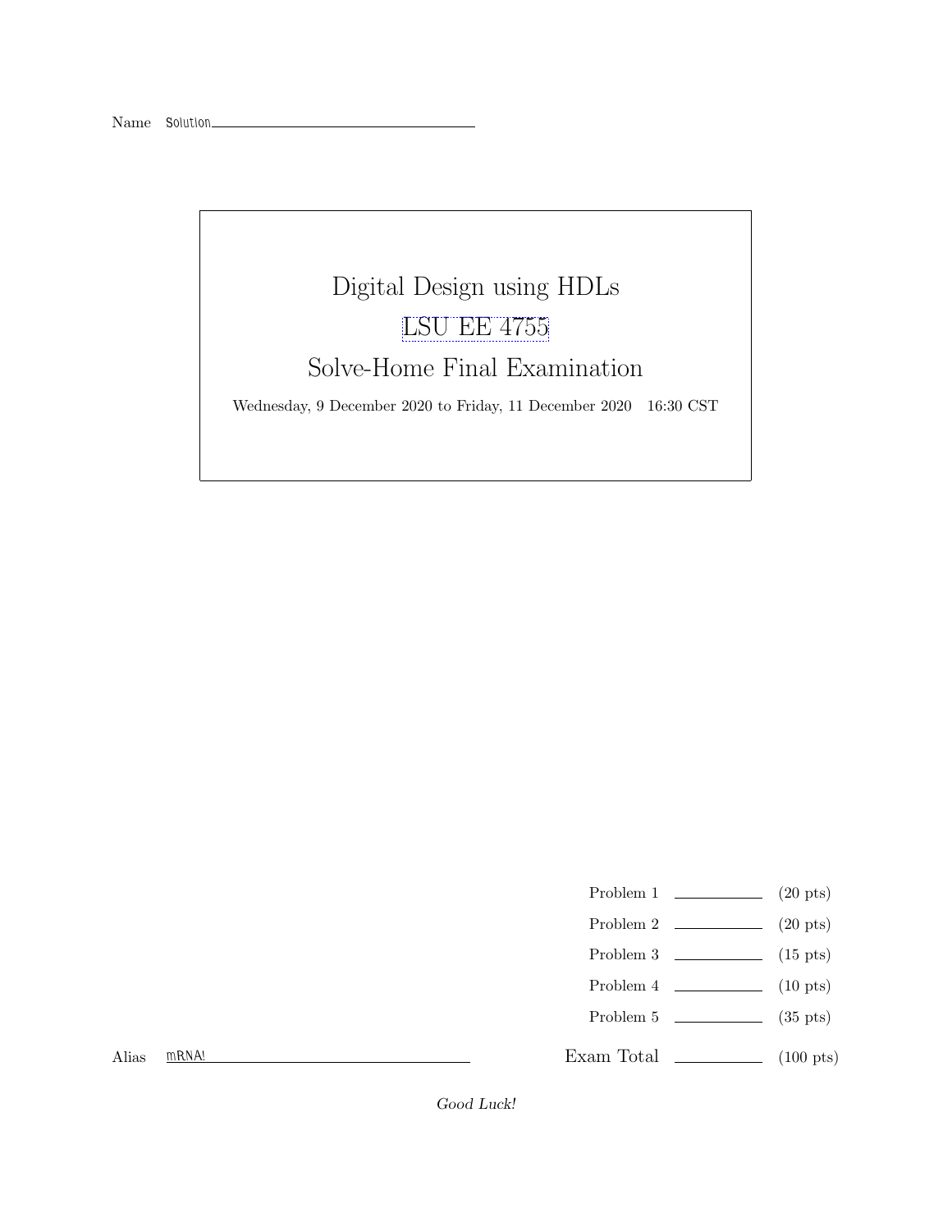Name Solution

# Digital Design using HDLs

## LSU EE 4755

## Solve-Home Final Examination

Wednesday, 9 December 2020 to Friday, 11 December 2020 16:30 CST

| | | |
|---|---|---|
| Problem 1 | | (20 pts) |
| Problem 2 | | (20 pts) |
| Problem 3 | | (15 pts) |
| Problem 4 | | (10 pts) |
| Problem 5 | | (35 pts) |
| Exam Total | | (100 pts) |

Alias mRNA!

*Good Luck!*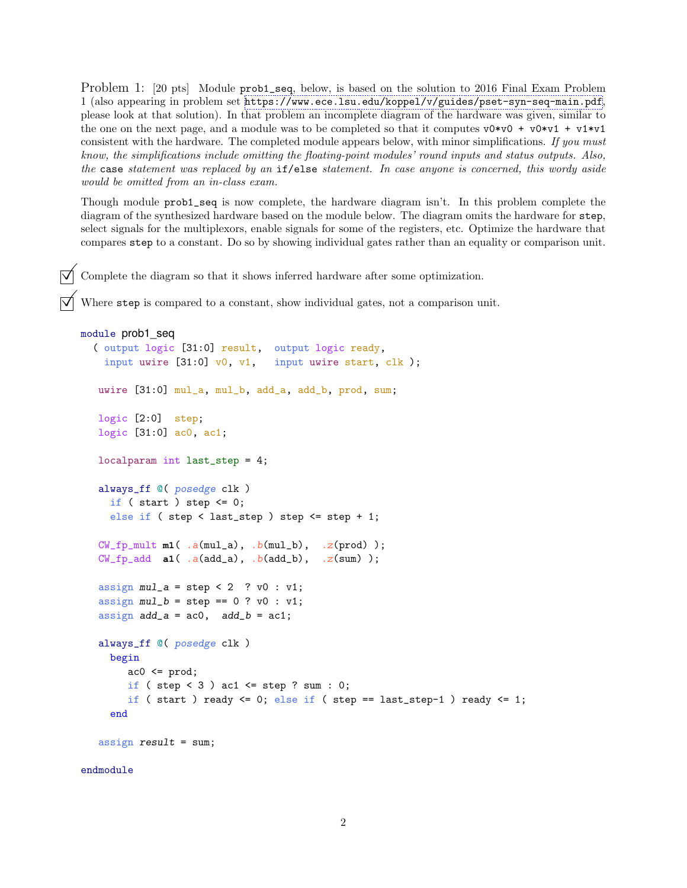Problem 1: [20 pts] Module `prob1_seq`, below, is based on the solution to 2016 Final Exam Problem 1 (also appearing in problem set https://www.ece.lsu.edu/koppel/v/guides/pset-syn-seq-main.pdf, please look at that solution). In that problem an incomplete diagram of the hardware was given, similar to the one on the next page, and a module was to be completed so that it computes `v0*v0 + v0*v1 + v1*v1` consistent with the hardware. The completed module appears below, with minor simplifications. *If you must know, the simplifications include omitting the floating-point modules' round inputs and status outputs. Also, the* `case` *statement was replaced by an* `if/else` *statement. In case anyone is concerned, this wordy aside would be omitted from an in-class exam.*

Though module `prob1_seq` is now complete, the hardware diagram isn't. In this problem complete the diagram of the synthesized hardware based on the module below. The diagram omits the hardware for `step`, select signals for the multiplexors, enable signals for some of the registers, etc. Optimize the hardware that compares `step` to a constant. Do so by showing individual gates rather than an equality or comparison unit.

☑ Complete the diagram so that it shows inferred hardware after some optimization.

☑ Where `step` is compared to a constant, show individual gates, not a comparison unit.

```
module prob1_seq
  ( output logic [31:0] result,  output logic ready,
    input uwire [31:0] v0, v1,   input uwire start, clk );

   uwire [31:0] mul_a, mul_b, add_a, add_b, prod, sum;

   logic [2:0]  step;
   logic [31:0] ac0, ac1;

   localparam int last_step = 4;

   always_ff @( posedge clk )
     if ( start ) step <= 0;
     else if ( step < last_step ) step <= step + 1;

   CW_fp_mult m1( .a(mul_a), .b(mul_b),  .z(prod) );
   CW_fp_add  a1( .a(add_a), .b(add_b),  .z(sum) );

   assign mul_a = step < 2  ? v0 : v1;
   assign mul_b = step == 0 ? v0 : v1;
   assign add_a = ac0,  add_b = ac1;

   always_ff @( posedge clk )
     begin
        ac0 <= prod;
        if ( step < 3 ) ac1 <= step ? sum : 0;
        if ( start ) ready <= 0; else if ( step == last_step-1 ) ready <= 1;
     end

   assign result = sum;

endmodule
```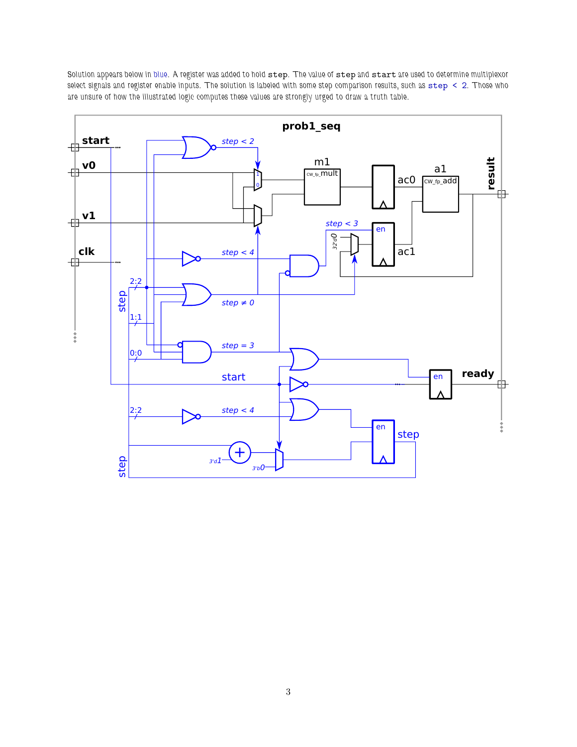Solution appears below in blue. A register was added to hold `step`. The value of `step` and `start` are used to determine multiplexor select signals and register enable inputs. The solution is labeled with some step comparison results, such as `step < 2`. Those who are unsure of how the illustrated logic computes these values are strongly urged to draw a truth table.

prob1_seq

start

v0

v1

clk

result

ready

m1

cw_fp_mult

ac0

a1

cw_fp_add

ac1

en

step < 2

step < 3

step < 4

step ≠ 0

step = 3

start

step < 4

step

2:2

1:1

0:0

2:2

step

step

32'd0

3'd1

3'b0

1

0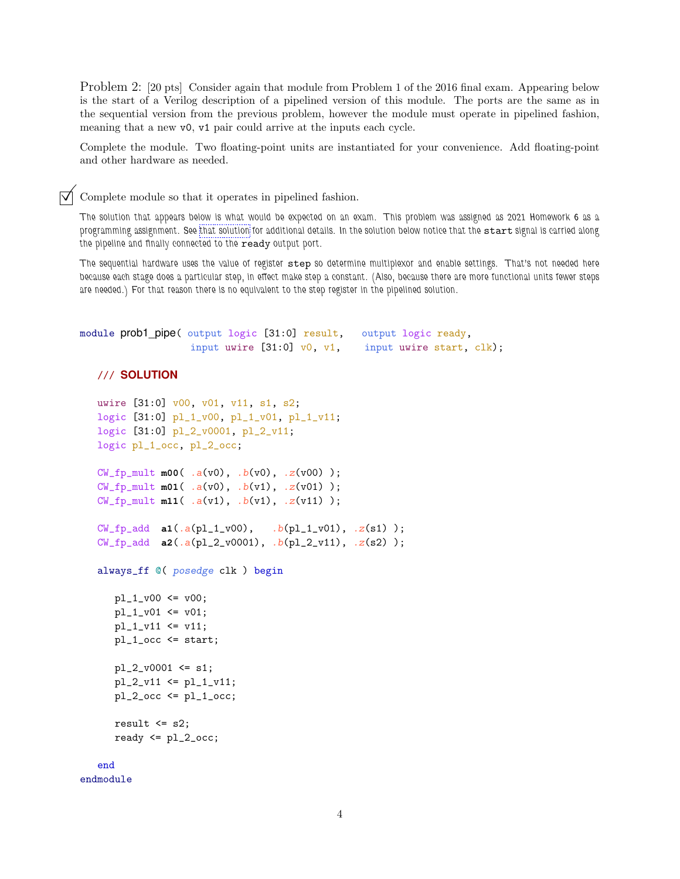Problem 2: [20 pts] Consider again that module from Problem 1 of the 2016 final exam. Appearing below is the start of a Verilog description of a pipelined version of this module. The ports are the same as in the sequential version from the previous problem, however the module must operate in pipelined fashion, meaning that a new v0, v1 pair could arrive at the inputs each cycle.

Complete the module. Two floating-point units are instantiated for your convenience. Add floating-point and other hardware as needed.

☑ Complete module so that it operates in pipelined fashion.

The solution that appears below is what would be expected on an exam. This problem was assigned as 2021 Homework 6 as a programming assignment. See that solution for additional details. In the solution below notice that the `start` signal is carried along the pipeline and finally connected to the `ready` output port.

The sequential hardware uses the value of register `step` so determine multiplexor and enable settings. That's not needed here because each stage does a particular step, in effect make step a constant. (Also, because there are more functional units fewer steps are needed.) For that reason there is no equivalent to the step register in the pipelined solution.

```
module prob1_pipe( output logic [31:0] result,   output logic ready,
                   input uwire [31:0] v0, v1,    input uwire start, clk);

   /// SOLUTION

   uwire [31:0] v00, v01, v11, s1, s2;
   logic [31:0] pl_1_v00, pl_1_v01, pl_1_v11;
   logic [31:0] pl_2_v0001, pl_2_v11;
   logic pl_1_occ, pl_2_occ;

   CW_fp_mult m00( .a(v0), .b(v0), .z(v00) );
   CW_fp_mult m01( .a(v0), .b(v1), .z(v01) );
   CW_fp_mult m11( .a(v1), .b(v1), .z(v11) );

   CW_fp_add  a1(.a(pl_1_v00),   .b(pl_1_v01), .z(s1) );
   CW_fp_add  a2(.a(pl_2_v0001), .b(pl_2_v11), .z(s2) );

   always_ff @( posedge clk ) begin

      pl_1_v00 <= v00;
      pl_1_v01 <= v01;
      pl_1_v11 <= v11;
      pl_1_occ <= start;

      pl_2_v0001 <= s1;
      pl_2_v11 <= pl_1_v11;
      pl_2_occ <= pl_1_occ;

      result <= s2;
      ready <= pl_2_occ;

   end
endmodule
```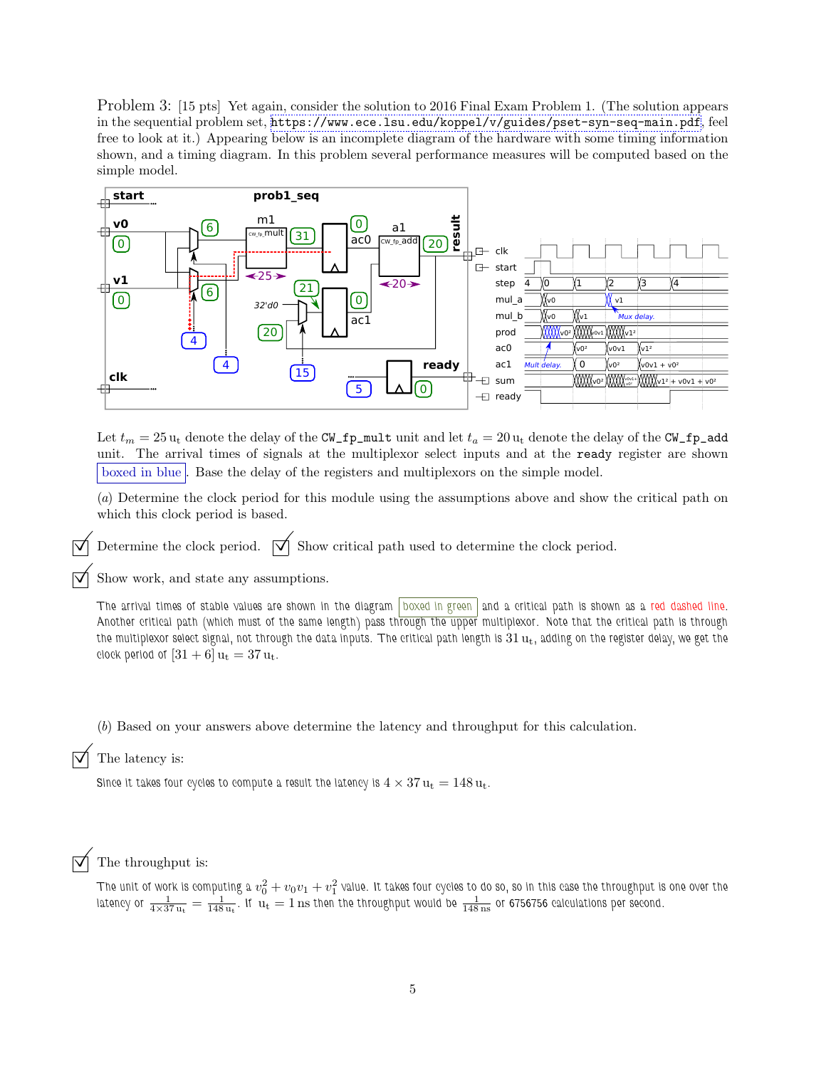Problem 3: [15 pts] Yet again, consider the solution to 2016 Final Exam Problem 1. (The solution appears in the sequential problem set, `https://www.ece.lsu.edu/koppel/v/guides/pset-syn-seq-main.pdf`, feel free to look at it.) Appearing below is an incomplete diagram of the hardware with some timing information shown, and a timing diagram. In this problem several performance measures will be computed based on the simple model.

Let $t_m = 25\,\mathrm{u_t}$ denote the delay of the `CW_fp_mult` unit and let $t_a = 20\,\mathrm{u_t}$ denote the delay of the `CW_fp_add` unit. The arrival times of signals at the multiplexor select inputs and at the `ready` register are shown boxed in blue. Base the delay of the registers and multiplexors on the simple model.

(*a*) Determine the clock period for this module using the assumptions above and show the critical path on which this clock period is based.

☑ Determine the clock period. ☑ Show critical path used to determine the clock period.

☑ Show work, and state any assumptions.

The arrival times of stable values are shown in the diagram boxed in green and a critical path is shown as a red dashed line. Another critical path (which must of the same length) pass through the upper multiplexor. Note that the critical path is through the multiplexor select signal, not through the data inputs. The critical path length is $31\,\mathrm{u_t}$, adding on the register delay, we get the clock period of $[31 + 6]\,\mathrm{u_t} = 37\,\mathrm{u_t}$.

(*b*) Based on your answers above determine the latency and throughput for this calculation.

☑ The latency is:

Since it takes four cycles to compute a result the latency is $4 \times 37\,\mathrm{u_t} = 148\,\mathrm{u_t}$.

☑ The throughput is:

The unit of work is computing a $v_0^2 + v_0 v_1 + v_1^2$ value. It takes four cycles to do so, so in this case the throughput is one over the latency or $\frac{1}{4\times 37\,\mathrm{u_t}} = \frac{1}{148\,\mathrm{u_t}}$. If $\mathrm{u_t} = 1\,\mathrm{ns}$ then the throughput would be $\frac{1}{148\,\mathrm{ns}}$ or 6756756 calculations per second.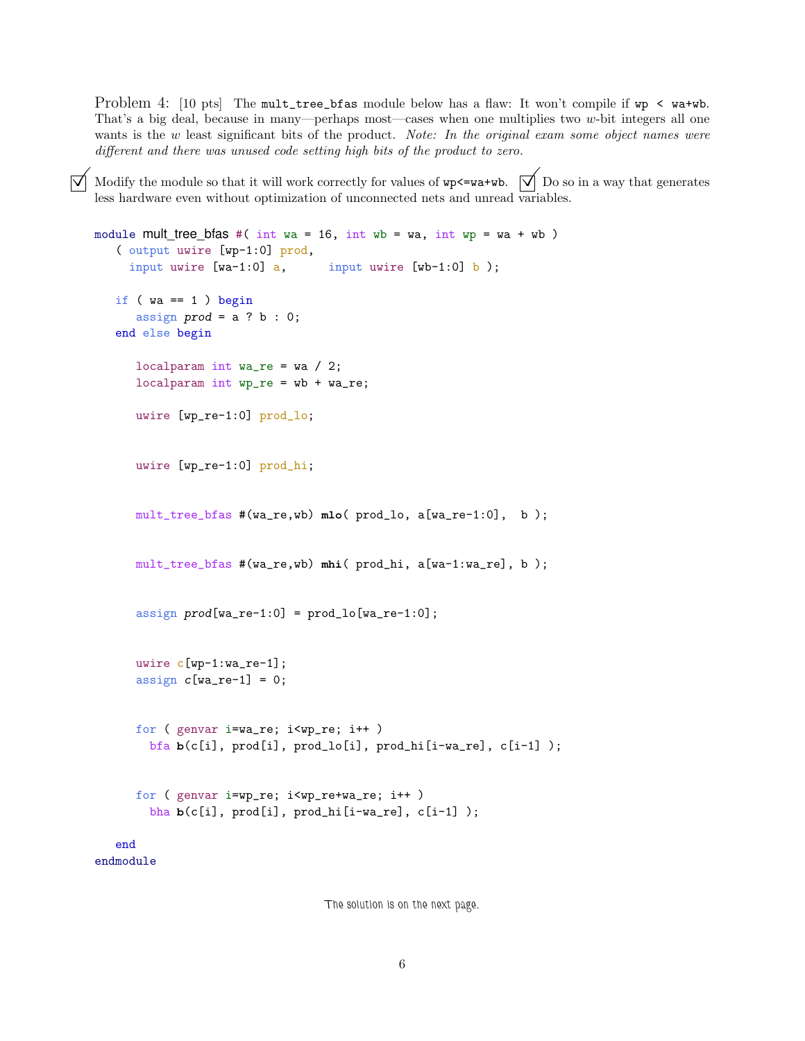Problem 4: [10 pts] The `mult_tree_bfas` module below has a flaw: It won't compile if `wp < wa+wb`. That's a big deal, because in many—perhaps most—cases when one multiplies two $w$-bit integers all one wants is the $w$ least significant bits of the product. *Note: In the original exam some object names were different and there was unused code setting high bits of the product to zero.*

☑ Modify the module so that it will work correctly for values of `wp<=wa+wb`. ☑ Do so in a way that generates less hardware even without optimization of unconnected nets and unread variables.

```
module mult_tree_bfas #( int wa = 16, int wb = wa, int wp = wa + wb )
   ( output uwire [wp-1:0] prod,
     input uwire [wa-1:0] a,      input uwire [wb-1:0] b );

   if ( wa == 1 ) begin
      assign prod = a ? b : 0;
   end else begin

      localparam int wa_re = wa / 2;
      localparam int wp_re = wb + wa_re;

      uwire [wp_re-1:0] prod_lo;


      uwire [wp_re-1:0] prod_hi;


      mult_tree_bfas #(wa_re,wb) mlo( prod_lo, a[wa_re-1:0],  b );


      mult_tree_bfas #(wa_re,wb) mhi( prod_hi, a[wa-1:wa_re], b );


      assign prod[wa_re-1:0] = prod_lo[wa_re-1:0];


      uwire c[wp-1:wa_re-1];
      assign c[wa_re-1] = 0;


      for ( genvar i=wa_re; i<wp_re; i++ )
        bfa b(c[i], prod[i], prod_lo[i], prod_hi[i-wa_re], c[i-1] );


      for ( genvar i=wp_re; i<wp_re+wa_re; i++ )
        bha b(c[i], prod[i], prod_hi[i-wa_re], c[i-1] );

   end
endmodule
```

The solution is on the next page.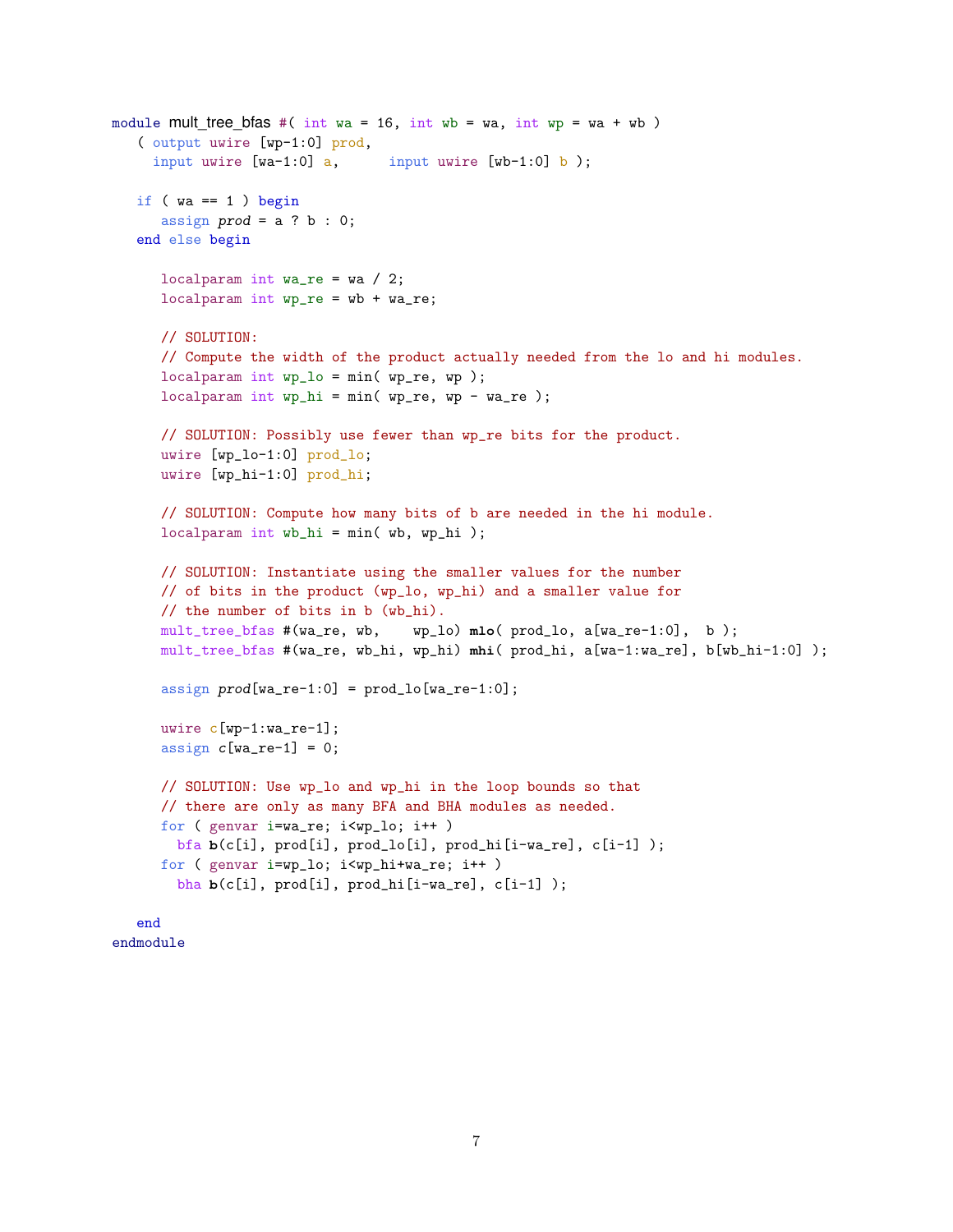```
module mult_tree_bfas #( int wa = 16, int wb = wa, int wp = wa + wb )
   ( output uwire [wp-1:0] prod,
     input uwire [wa-1:0] a,      input uwire [wb-1:0] b );

   if ( wa == 1 ) begin
      assign prod = a ? b : 0;
   end else begin

      localparam int wa_re = wa / 2;
      localparam int wp_re = wb + wa_re;

      // SOLUTION:
      // Compute the width of the product actually needed from the lo and hi modules.
      localparam int wp_lo = min( wp_re, wp );
      localparam int wp_hi = min( wp_re, wp - wa_re );

      // SOLUTION: Possibly use fewer than wp_re bits for the product.
      uwire [wp_lo-1:0] prod_lo;
      uwire [wp_hi-1:0] prod_hi;

      // SOLUTION: Compute how many bits of b are needed in the hi module.
      localparam int wb_hi = min( wb, wp_hi );

      // SOLUTION: Instantiate using the smaller values for the number
      // of bits in the product (wp_lo, wp_hi) and a smaller value for
      // the number of bits in b (wb_hi).
      mult_tree_bfas #(wa_re, wb,    wp_lo) mlo( prod_lo, a[wa_re-1:0],  b );
      mult_tree_bfas #(wa_re, wb_hi, wp_hi) mhi( prod_hi, a[wa-1:wa_re], b[wb_hi-1:0] );

      assign prod[wa_re-1:0] = prod_lo[wa_re-1:0];

      uwire c[wp-1:wa_re-1];
      assign c[wa_re-1] = 0;

      // SOLUTION: Use wp_lo and wp_hi in the loop bounds so that
      // there are only as many BFA and BHA modules as needed.
      for ( genvar i=wa_re; i<wp_lo; i++ )
        bfa b(c[i], prod[i], prod_lo[i], prod_hi[i-wa_re], c[i-1] );
      for ( genvar i=wp_lo; i<wp_hi+wa_re; i++ )
        bha b(c[i], prod[i], prod_hi[i-wa_re], c[i-1] );

   end
endmodule
```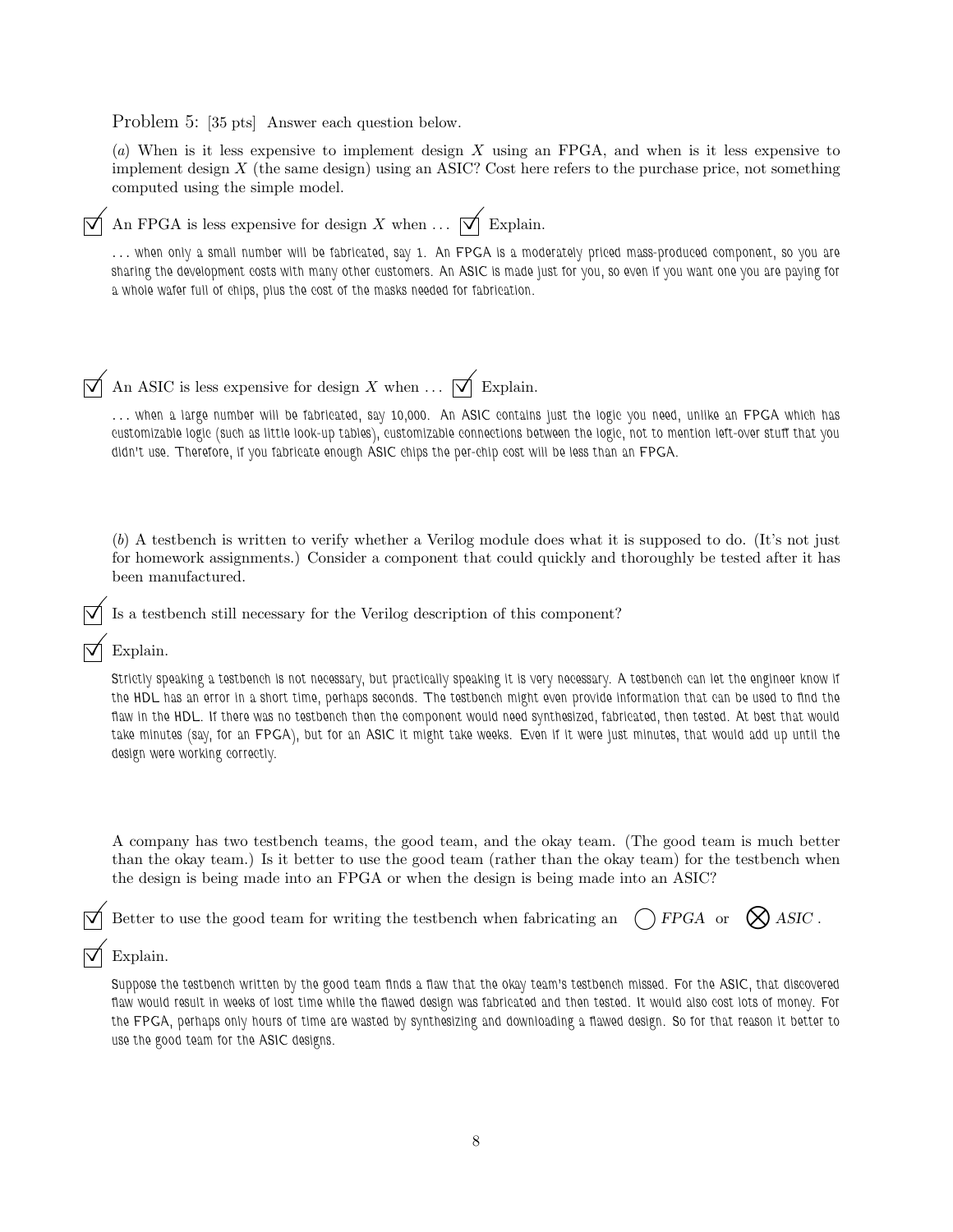Problem 5: [35 pts] Answer each question below.

(*a*) When is it less expensive to implement design $X$ using an FPGA, and when is it less expensive to implement design $X$ (the same design) using an ASIC? Cost here refers to the purchase price, not something computed using the simple model.

☑ An FPGA is less expensive for design $X$ when ... ☑ Explain.

... when only a small number will be fabricated, say 1. An FPGA is a moderately priced mass-produced component, so you are sharing the development costs with many other customers. An ASIC is made just for you, so even if you want one you are paying for a whole wafer full of chips, plus the cost of the masks needed for fabrication.

☑ An ASIC is less expensive for design $X$ when ... ☑ Explain.

... when a large number will be fabricated, say 10,000. An ASIC contains just the logic you need, unlike an FPGA which has customizable logic (such as little look-up tables), customizable connections between the logic, not to mention left-over stuff that you didn't use. Therefore, if you fabricate enough ASIC chips the per-chip cost will be less than an FPGA.

(*b*) A testbench is written to verify whether a Verilog module does what it is supposed to do. (It's not just for homework assignments.) Consider a component that could quickly and thoroughly be tested after it has been manufactured.

☑ Is a testbench still necessary for the Verilog description of this component?

☑ Explain.

Strictly speaking a testbench is not necessary, but practically speaking it is very necessary. A testbench can let the engineer know if the HDL has an error in a short time, perhaps seconds. The testbench might even provide information that can be used to find the flaw in the HDL. If there was no testbench then the component would need synthesized, fabricated, then tested. At best that would take minutes (say, for an FPGA), but for an ASIC it might take weeks. Even if it were just minutes, that would add up until the design were working correctly.

A company has two testbench teams, the good team, and the okay team. (The good team is much better than the okay team.) Is it better to use the good team (rather than the okay team) for the testbench when the design is being made into an FPGA or when the design is being made into an ASIC?

☑ Better to use the good team for writing the testbench when fabricating an ◯ *FPGA* or ⊗ *ASIC* .

☑ Explain.

Suppose the testbench written by the good team finds a flaw that the okay team's testbench missed. For the ASIC, that discovered flaw would result in weeks of lost time while the flawed design was fabricated and then tested. It would also cost lots of money. For the FPGA, perhaps only hours of time are wasted by synthesizing and downloading a flawed design. So for that reason it better to use the good team for the ASIC designs.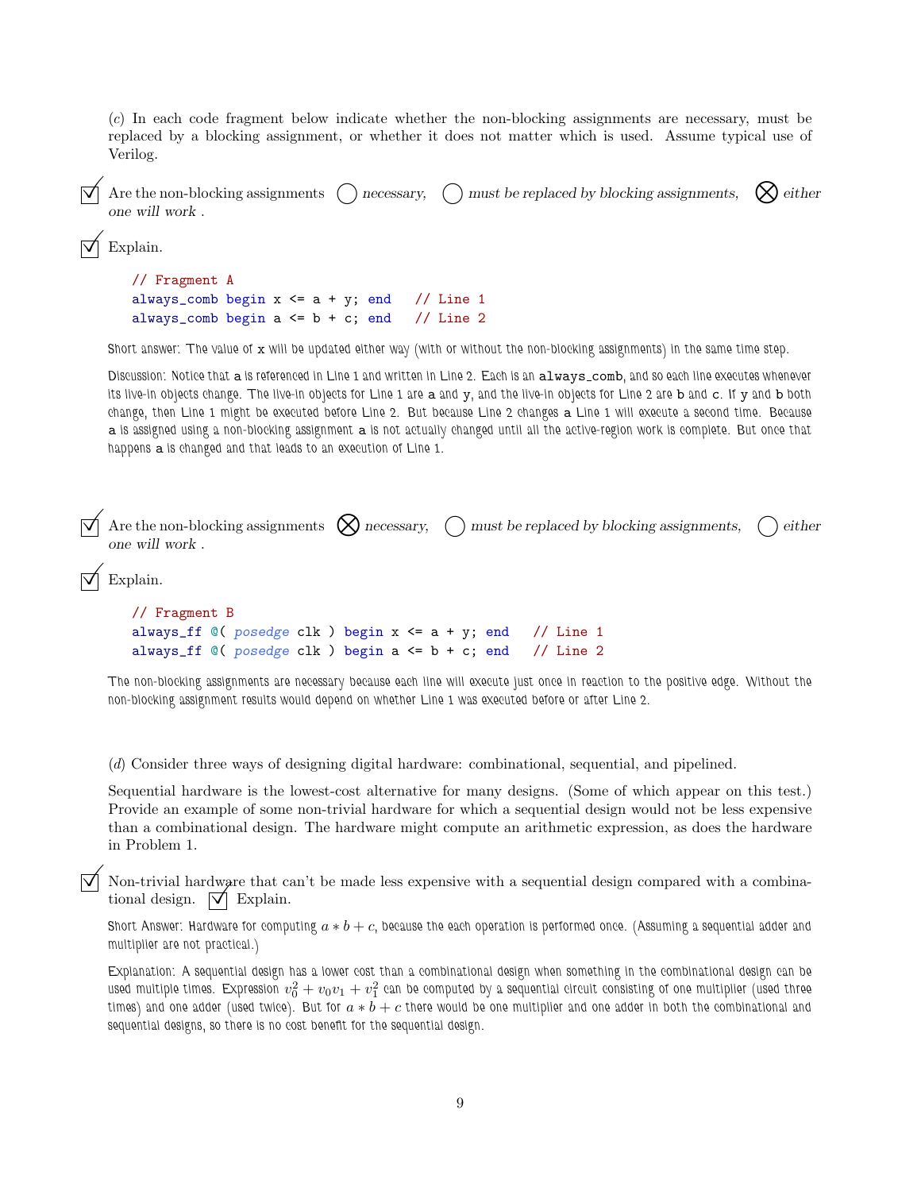(*c*) In each code fragment below indicate whether the non-blocking assignments are necessary, must be replaced by a blocking assignment, or whether it does not matter which is used. Assume typical use of Verilog.

☑ Are the non-blocking assignments ◯ *necessary*, ◯ *must be replaced by blocking assignments*, ⊗ *either one will work* .

☑ Explain.

```
// Fragment A
always_comb begin x <= a + y; end   // Line 1
always_comb begin a <= b + c; end   // Line 2
```

Short answer: The value of x will be updated either way (with or without the non-blocking assignments) in the same time step.

Discussion: Notice that a is referenced in Line 1 and written in Line 2. Each is an `always_comb`, and so each line executes whenever its live-in objects change. The live-in objects for Line 1 are a and y, and the live-in objects for Line 2 are b and c. If y and b both change, then Line 1 might be executed before Line 2. But because Line 2 changes a Line 1 will execute a second time. Because a is assigned using a non-blocking assignment a is not actually changed until all the active-region work is complete. But once that happens a is changed and that leads to an execution of Line 1.

☑ Are the non-blocking assignments ⊗ *necessary*, ◯ *must be replaced by blocking assignments*, ◯ *either one will work* .

☑ Explain.

```
// Fragment B
always_ff @( posedge clk ) begin x <= a + y; end   // Line 1
always_ff @( posedge clk ) begin a <= b + c; end   // Line 2
```

The non-blocking assignments are necessary because each line will execute just once in reaction to the positive edge. Without the non-blocking assignment results would depend on whether Line 1 was executed before or after Line 2.

(*d*) Consider three ways of designing digital hardware: combinational, sequential, and pipelined.

Sequential hardware is the lowest-cost alternative for many designs. (Some of which appear on this test.) Provide an example of some non-trivial hardware for which a sequential design would not be less expensive than a combinational design. The hardware might compute an arithmetic expression, as does the hardware in Problem 1.

☑ Non-trivial hardware that can't be made less expensive with a sequential design compared with a combinational design. ☑ Explain.

Short Answer: Hardware for computing $a * b + c$, because the each operation is performed once. (Assuming a sequential adder and multiplier are not practical.)

Explanation: A sequential design has a lower cost than a combinational design when something in the combinational design can be used multiple times. Expression $v_0^2 + v_0 v_1 + v_1^2$ can be computed by a sequential circuit consisting of one multiplier (used three times) and one adder (used twice). But for $a * b + c$ there would be one multiplier and one adder in both the combinational and sequential designs, so there is no cost benefit for the sequential design.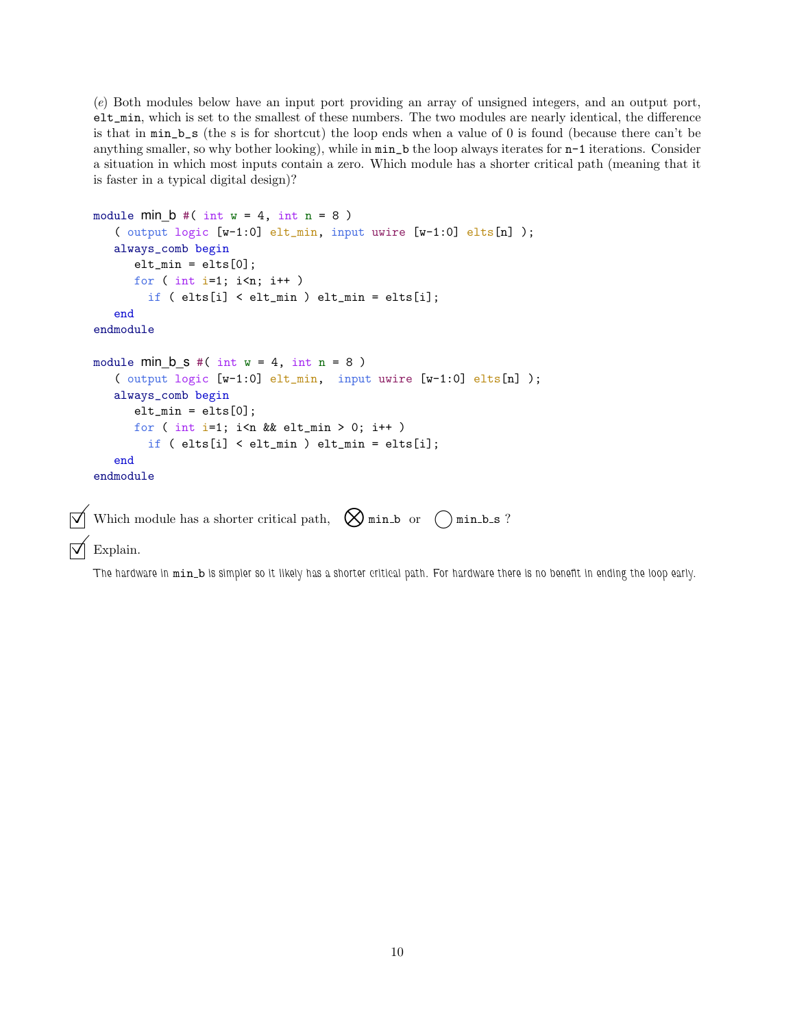(*e*) Both modules below have an input port providing an array of unsigned integers, and an output port, `elt_min`, which is set to the smallest of these numbers. The two modules are nearly identical, the difference is that in `min_b_s` (the s is for shortcut) the loop ends when a value of 0 is found (because there can't be anything smaller, so why bother looking), while in `min_b` the loop always iterates for `n-1` iterations. Consider a situation in which most inputs contain a zero. Which module has a shorter critical path (meaning that it is faster in a typical digital design)?

```
module min_b #( int w = 4, int n = 8 )
   ( output logic [w-1:0] elt_min, input uwire [w-1:0] elts[n] );
   always_comb begin
      elt_min = elts[0];
      for ( int i=1; i<n; i++ )
        if ( elts[i] < elt_min ) elt_min = elts[i];
   end
endmodule

module min_b_s #( int w = 4, int n = 8 )
   ( output logic [w-1:0] elt_min,  input uwire [w-1:0] elts[n] );
   always_comb begin
      elt_min = elts[0];
      for ( int i=1; i<n && elt_min > 0; i++ )
        if ( elts[i] < elt_min ) elt_min = elts[i];
   end
endmodule
```

☑ Which module has a shorter critical path, ⊗ `min_b` or ◯ `min_b_s` ?

☑ Explain.

The hardware in `min_b` is simpler so it likely has a shorter critical path. For hardware there is no benefit in ending the loop early.